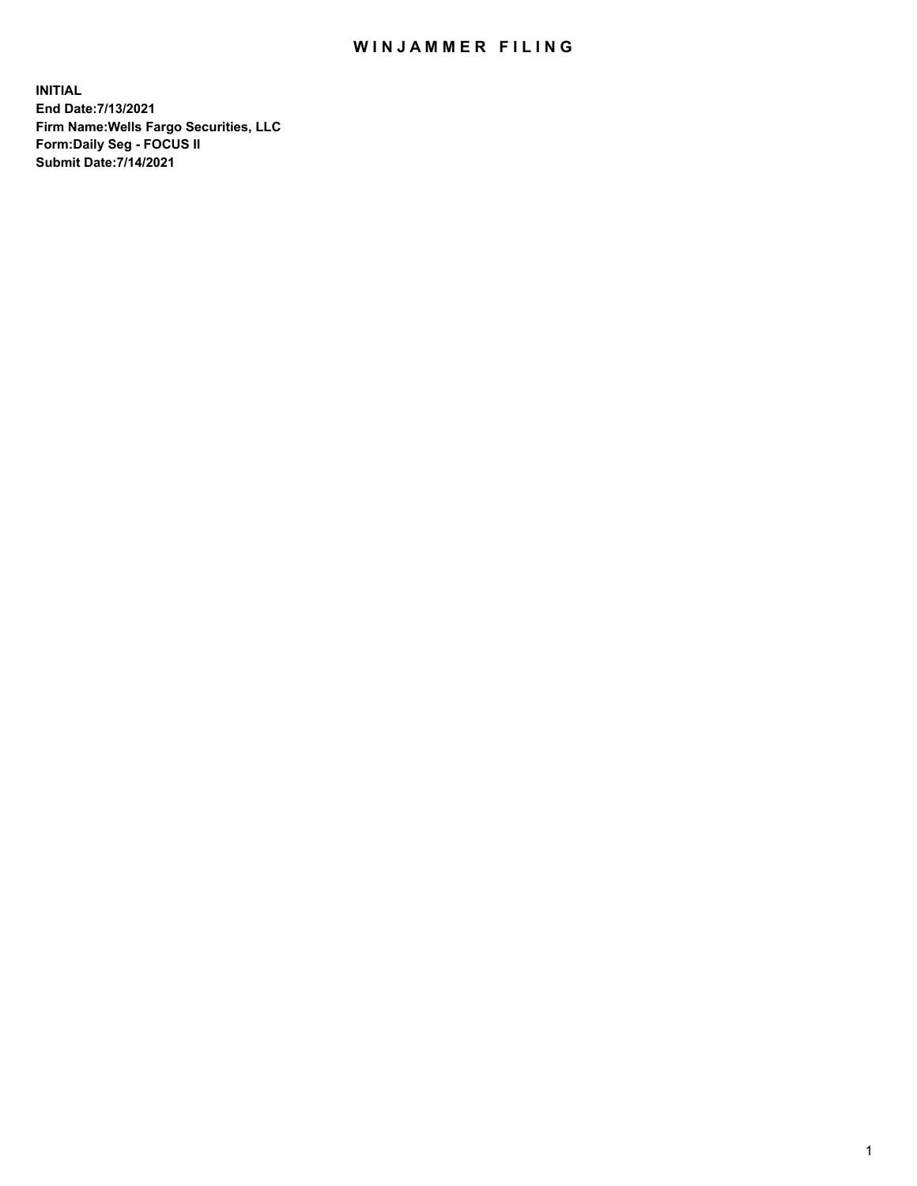# WINJAMMER FILING

**INITIAL**
**End Date:7/13/2021**
**Firm Name:Wells Fargo Securities, LLC**
**Form:Daily Seg - FOCUS II**
**Submit Date:7/14/2021**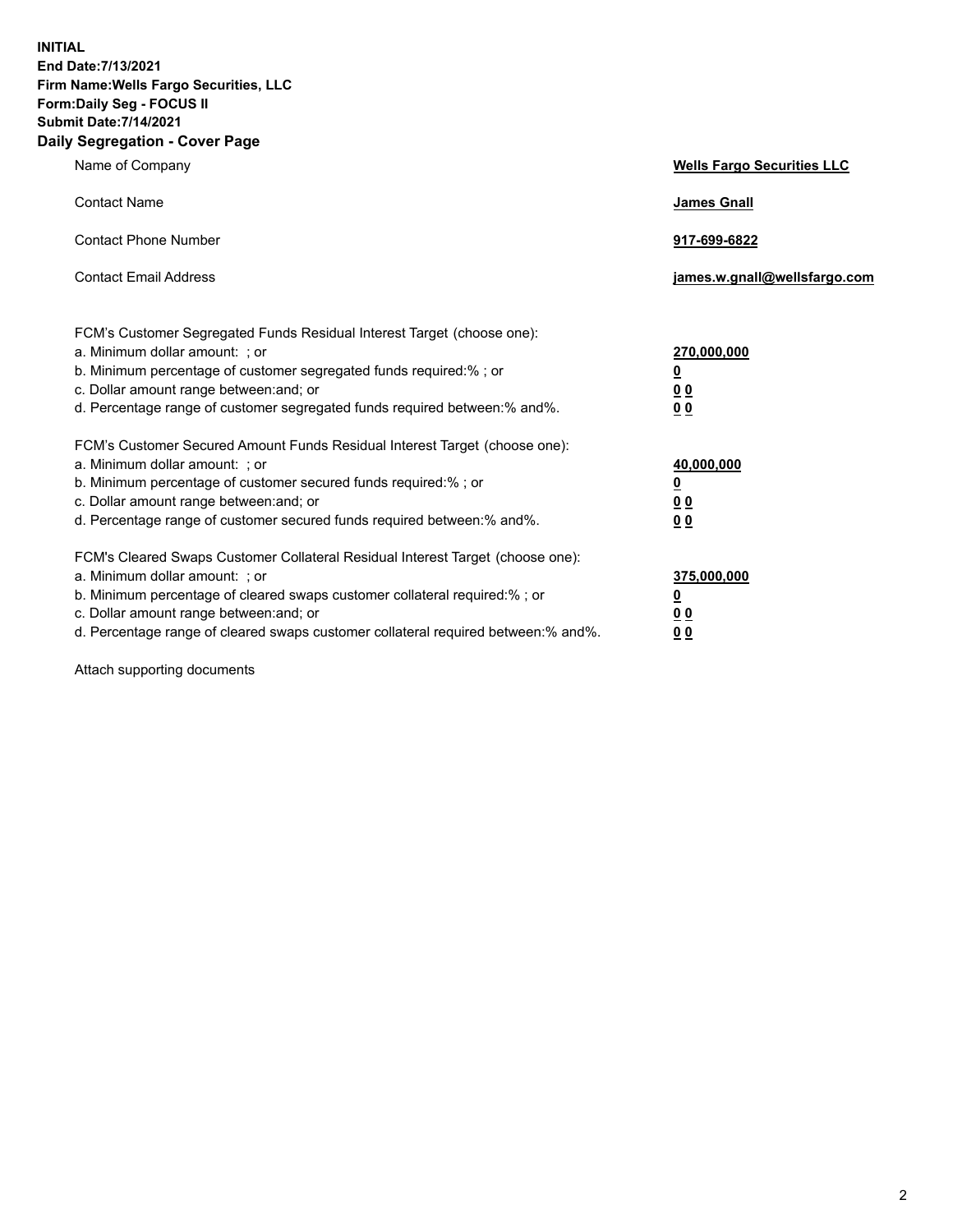**INITIAL**
**End Date:7/13/2021**
**Firm Name:Wells Fargo Securities, LLC**
**Form:Daily Seg - FOCUS II**
**Submit Date:7/14/2021**

## Daily Segregation - Cover Page

| | |
|---|---|
| Name of Company | **Wells Fargo Securities LLC** |
| Contact Name | **James Gnall** |
| Contact Phone Number | **917-699-6822** |
| Contact Email Address | **james.w.gnall@wellsfargo.com** |

| | |
|---|---|
| FCM's Customer Segregated Funds Residual Interest Target (choose one): | |
| a. Minimum dollar amount: ; or | **270,000,000** |
| b. Minimum percentage of customer segregated funds required:% ; or | **0** |
| c. Dollar amount range between:and; or | **0 0** |
| d. Percentage range of customer segregated funds required between:% and%. | **0 0** |

| | |
|---|---|
| FCM's Customer Secured Amount Funds Residual Interest Target (choose one): | |
| a. Minimum dollar amount: ; or | **40,000,000** |
| b. Minimum percentage of customer secured funds required:% ; or | **0** |
| c. Dollar amount range between:and; or | **0 0** |
| d. Percentage range of customer secured funds required between:% and%. | **0 0** |

| | |
|---|---|
| FCM's Cleared Swaps Customer Collateral Residual Interest Target (choose one): | |
| a. Minimum dollar amount: ; or | **375,000,000** |
| b. Minimum percentage of cleared swaps customer collateral required:% ; or | **0** |
| c. Dollar amount range between:and; or | **0 0** |
| d. Percentage range of cleared swaps customer collateral required between:% and%. | **0 0** |

Attach supporting documents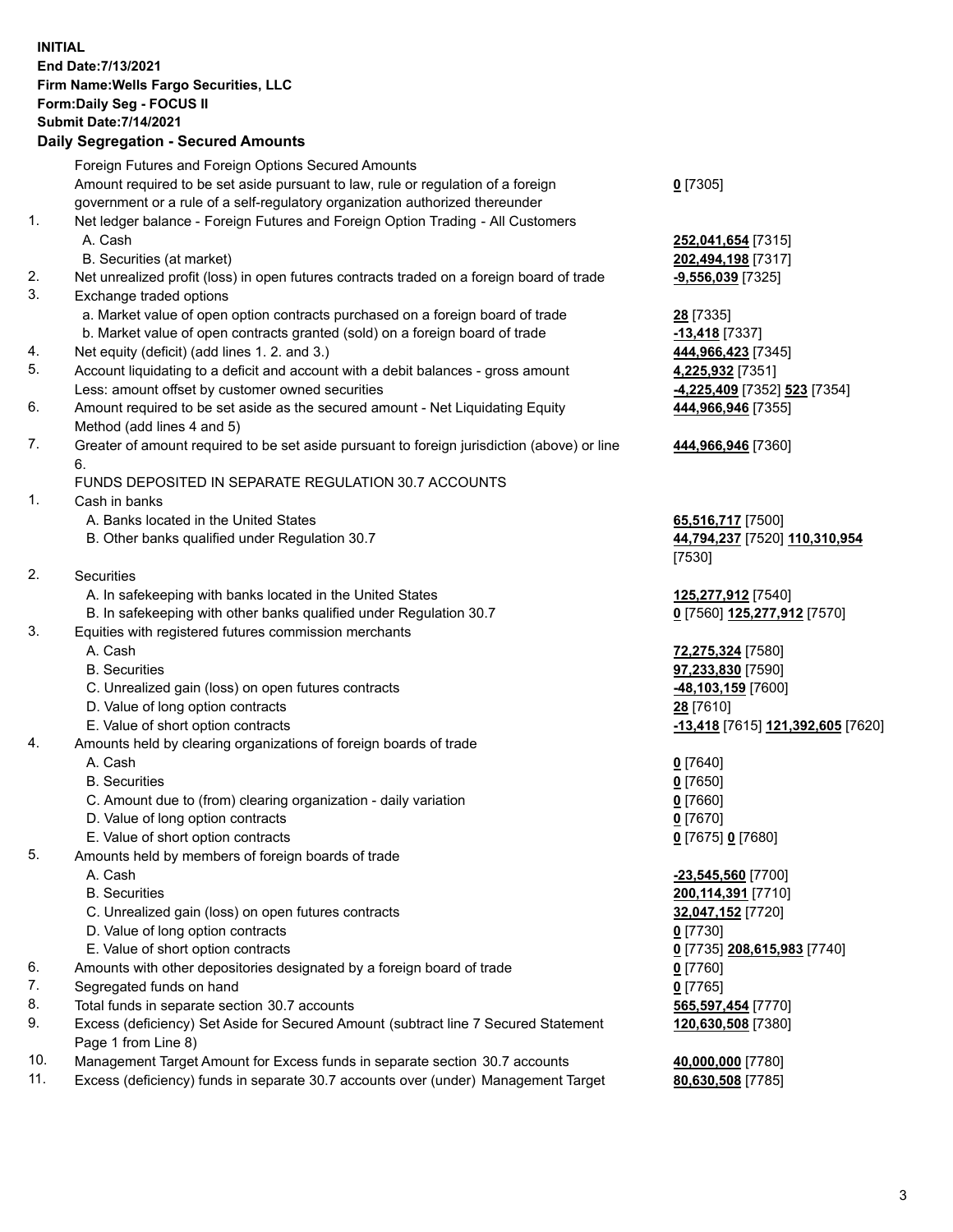**INITIAL**
**End Date:7/13/2021**
**Firm Name:Wells Fargo Securities, LLC**
**Form:Daily Seg - FOCUS II**
**Submit Date:7/14/2021**

## Daily Segregation - Secured Amounts

| | | |
|---|---|---|
| | Foreign Futures and Foreign Options Secured Amounts | |
| | Amount required to be set aside pursuant to law, rule or regulation of a foreign government or a rule of a self-regulatory organization authorized thereunder | **0** [7305] |
| 1. | Net ledger balance - Foreign Futures and Foreign Option Trading - All Customers | |
| | A. Cash | **252,041,654** [7315] |
| | B. Securities (at market) | **202,494,198** [7317] |
| 2. | Net unrealized profit (loss) in open futures contracts traded on a foreign board of trade | **-9,556,039** [7325] |
| 3. | Exchange traded options | |
| | a. Market value of open option contracts purchased on a foreign board of trade | **28** [7335] |
| | b. Market value of open contracts granted (sold) on a foreign board of trade | **-13,418** [7337] |
| 4. | Net equity (deficit) (add lines 1. 2. and 3.) | **444,966,423** [7345] |
| 5. | Account liquidating to a deficit and account with a debit balances - gross amount | **4,225,932** [7351] |
| | Less: amount offset by customer owned securities | **-4,225,409** [7352] **523** [7354] |
| 6. | Amount required to be set aside as the secured amount - Net Liquidating Equity Method (add lines 4 and 5) | **444,966,946** [7355] |
| 7. | Greater of amount required to be set aside pursuant to foreign jurisdiction (above) or line 6. | **444,966,946** [7360] |
| | FUNDS DEPOSITED IN SEPARATE REGULATION 30.7 ACCOUNTS | |
| 1. | Cash in banks | |
| | A. Banks located in the United States | **65,516,717** [7500] |
| | B. Other banks qualified under Regulation 30.7 | **44,794,237** [7520] **110,310,954** [7530] |
| 2. | Securities | |
| | A. In safekeeping with banks located in the United States | **125,277,912** [7540] |
| | B. In safekeeping with other banks qualified under Regulation 30.7 | **0** [7560] **125,277,912** [7570] |
| 3. | Equities with registered futures commission merchants | |
| | A. Cash | **72,275,324** [7580] |
| | B. Securities | **97,233,830** [7590] |
| | C. Unrealized gain (loss) on open futures contracts | **-48,103,159** [7600] |
| | D. Value of long option contracts | **28** [7610] |
| | E. Value of short option contracts | **-13,418** [7615] **121,392,605** [7620] |
| 4. | Amounts held by clearing organizations of foreign boards of trade | |
| | A. Cash | **0** [7640] |
| | B. Securities | **0** [7650] |
| | C. Amount due to (from) clearing organization - daily variation | **0** [7660] |
| | D. Value of long option contracts | **0** [7670] |
| | E. Value of short option contracts | **0** [7675] **0** [7680] |
| 5. | Amounts held by members of foreign boards of trade | |
| | A. Cash | **-23,545,560** [7700] |
| | B. Securities | **200,114,391** [7710] |
| | C. Unrealized gain (loss) on open futures contracts | **32,047,152** [7720] |
| | D. Value of long option contracts | **0** [7730] |
| | E. Value of short option contracts | **0** [7735] **208,615,983** [7740] |
| 6. | Amounts with other depositories designated by a foreign board of trade | **0** [7760] |
| 7. | Segregated funds on hand | **0** [7765] |
| 8. | Total funds in separate section 30.7 accounts | **565,597,454** [7770] |
| 9. | Excess (deficiency) Set Aside for Secured Amount (subtract line 7 Secured Statement Page 1 from Line 8) | **120,630,508** [7380] |
| 10. | Management Target Amount for Excess funds in separate section 30.7 accounts | **40,000,000** [7780] |
| 11. | Excess (deficiency) funds in separate 30.7 accounts over (under) Management Target | **80,630,508** [7785] |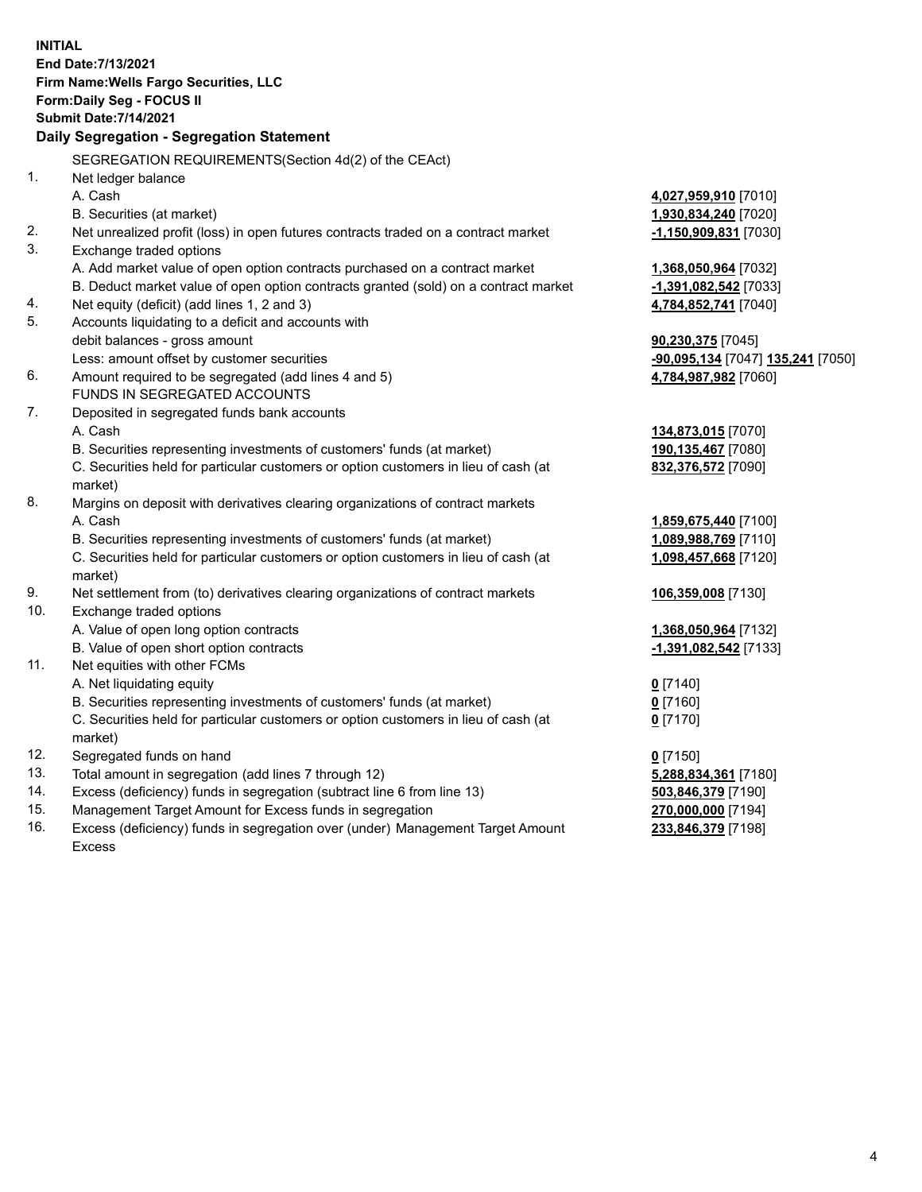**INITIAL**
**End Date:7/13/2021**
**Firm Name:Wells Fargo Securities, LLC**
**Form:Daily Seg - FOCUS II**
**Submit Date:7/14/2021**

## Daily Segregation - Segregation Statement

SEGREGATION REQUIREMENTS(Section 4d(2) of the CEAct)

| | | |
|---|---|---|
| 1. | Net ledger balance | |
| | A. Cash | **4,027,959,910** [7010] |
| | B. Securities (at market) | **1,930,834,240** [7020] |
| 2. | Net unrealized profit (loss) in open futures contracts traded on a contract market | **-1,150,909,831** [7030] |
| 3. | Exchange traded options | |
| | A. Add market value of open option contracts purchased on a contract market | **1,368,050,964** [7032] |
| | B. Deduct market value of open option contracts granted (sold) on a contract market | **-1,391,082,542** [7033] |
| 4. | Net equity (deficit) (add lines 1, 2 and 3) | **4,784,852,741** [7040] |
| 5. | Accounts liquidating to a deficit and accounts with debit balances - gross amount | **90,230,375** [7045] |
| | Less: amount offset by customer securities | **-90,095,134** [7047] **135,241** [7050] |
| 6. | Amount required to be segregated (add lines 4 and 5) | **4,784,987,982** [7060] |
| | FUNDS IN SEGREGATED ACCOUNTS | |
| 7. | Deposited in segregated funds bank accounts | |
| | A. Cash | **134,873,015** [7070] |
| | B. Securities representing investments of customers' funds (at market) | **190,135,467** [7080] |
| | C. Securities held for particular customers or option customers in lieu of cash (at market) | **832,376,572** [7090] |
| 8. | Margins on deposit with derivatives clearing organizations of contract markets | |
| | A. Cash | **1,859,675,440** [7100] |
| | B. Securities representing investments of customers' funds (at market) | **1,089,988,769** [7110] |
| | C. Securities held for particular customers or option customers in lieu of cash (at market) | **1,098,457,668** [7120] |
| 9. | Net settlement from (to) derivatives clearing organizations of contract markets | **106,359,008** [7130] |
| 10. | Exchange traded options | |
| | A. Value of open long option contracts | **1,368,050,964** [7132] |
| | B. Value of open short option contracts | **-1,391,082,542** [7133] |
| 11. | Net equities with other FCMs | |
| | A. Net liquidating equity | **0** [7140] |
| | B. Securities representing investments of customers' funds (at market) | **0** [7160] |
| | C. Securities held for particular customers or option customers in lieu of cash (at market) | **0** [7170] |
| 12. | Segregated funds on hand | **0** [7150] |
| 13. | Total amount in segregation (add lines 7 through 12) | **5,288,834,361** [7180] |
| 14. | Excess (deficiency) funds in segregation (subtract line 6 from line 13) | **503,846,379** [7190] |
| 15. | Management Target Amount for Excess funds in segregation | **270,000,000** [7194] |
| 16. | Excess (deficiency) funds in segregation over (under) Management Target Amount Excess | **233,846,379** [7198] |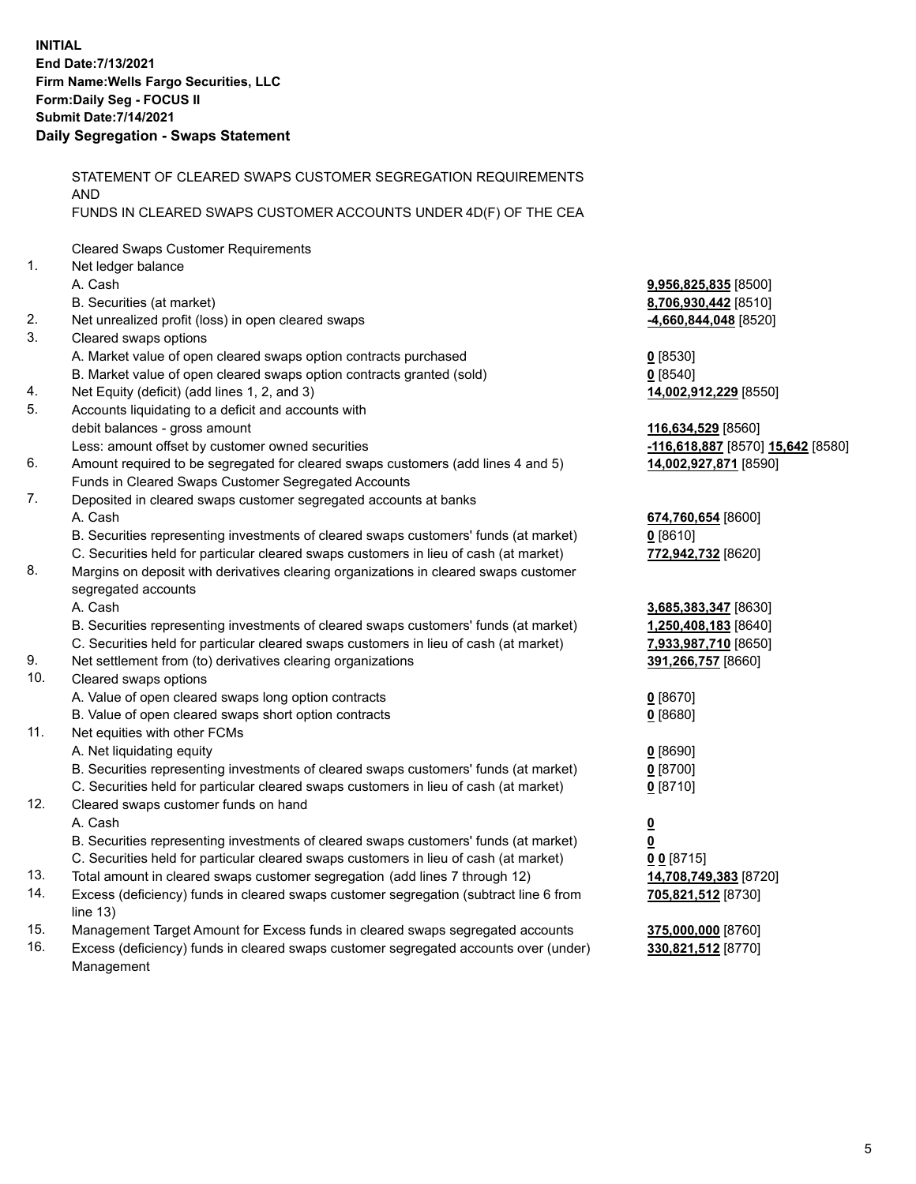**INITIAL**
**End Date:7/13/2021**
**Firm Name:Wells Fargo Securities, LLC**
**Form:Daily Seg - FOCUS II**
**Submit Date:7/14/2021**
**Daily Segregation - Swaps Statement**

STATEMENT OF CLEARED SWAPS CUSTOMER SEGREGATION REQUIREMENTS AND FUNDS IN CLEARED SWAPS CUSTOMER ACCOUNTS UNDER 4D(F) OF THE CEA

| | | |
|---|---|---|
| | Cleared Swaps Customer Requirements | |
| 1. | Net ledger balance | |
| | A. Cash | **9,956,825,835** [8500] |
| | B. Securities (at market) | **8,706,930,442** [8510] |
| 2. | Net unrealized profit (loss) in open cleared swaps | **-4,660,844,048** [8520] |
| 3. | Cleared swaps options | |
| | A. Market value of open cleared swaps option contracts purchased | **0** [8530] |
| | B. Market value of open cleared swaps option contracts granted (sold) | **0** [8540] |
| 4. | Net Equity (deficit) (add lines 1, 2, and 3) | **14,002,912,229** [8550] |
| 5. | Accounts liquidating to a deficit and accounts with debit balances - gross amount | **116,634,529** [8560] |
| | Less: amount offset by customer owned securities | **-116,618,887** [8570] **15,642** [8580] |
| 6. | Amount required to be segregated for cleared swaps customers (add lines 4 and 5) | **14,002,927,871** [8590] |
| | Funds in Cleared Swaps Customer Segregated Accounts | |
| 7. | Deposited in cleared swaps customer segregated accounts at banks | |
| | A. Cash | **674,760,654** [8600] |
| | B. Securities representing investments of cleared swaps customers' funds (at market) | **0** [8610] |
| | C. Securities held for particular cleared swaps customers in lieu of cash (at market) | **772,942,732** [8620] |
| 8. | Margins on deposit with derivatives clearing organizations in cleared swaps customer segregated accounts | |
| | A. Cash | **3,685,383,347** [8630] |
| | B. Securities representing investments of cleared swaps customers' funds (at market) | **1,250,408,183** [8640] |
| | C. Securities held for particular cleared swaps customers in lieu of cash (at market) | **7,933,987,710** [8650] |
| 9. | Net settlement from (to) derivatives clearing organizations | **391,266,757** [8660] |
| 10. | Cleared swaps options | |
| | A. Value of open cleared swaps long option contracts | **0** [8670] |
| | B. Value of open cleared swaps short option contracts | **0** [8680] |
| 11. | Net equities with other FCMs | |
| | A. Net liquidating equity | **0** [8690] |
| | B. Securities representing investments of cleared swaps customers' funds (at market) | **0** [8700] |
| | C. Securities held for particular cleared swaps customers in lieu of cash (at market) | **0** [8710] |
| 12. | Cleared swaps customer funds on hand | |
| | A. Cash | **0** |
| | B. Securities representing investments of cleared swaps customers' funds (at market) | **0** |
| | C. Securities held for particular cleared swaps customers in lieu of cash (at market) | **0** **0** [8715] |
| 13. | Total amount in cleared swaps customer segregation (add lines 7 through 12) | **14,708,749,383** [8720] |
| 14. | Excess (deficiency) funds in cleared swaps customer segregation (subtract line 6 from line 13) | **705,821,512** [8730] |
| 15. | Management Target Amount for Excess funds in cleared swaps segregated accounts | **375,000,000** [8760] |
| 16. | Excess (deficiency) funds in cleared swaps customer segregated accounts over (under) Management | **330,821,512** [8770] |